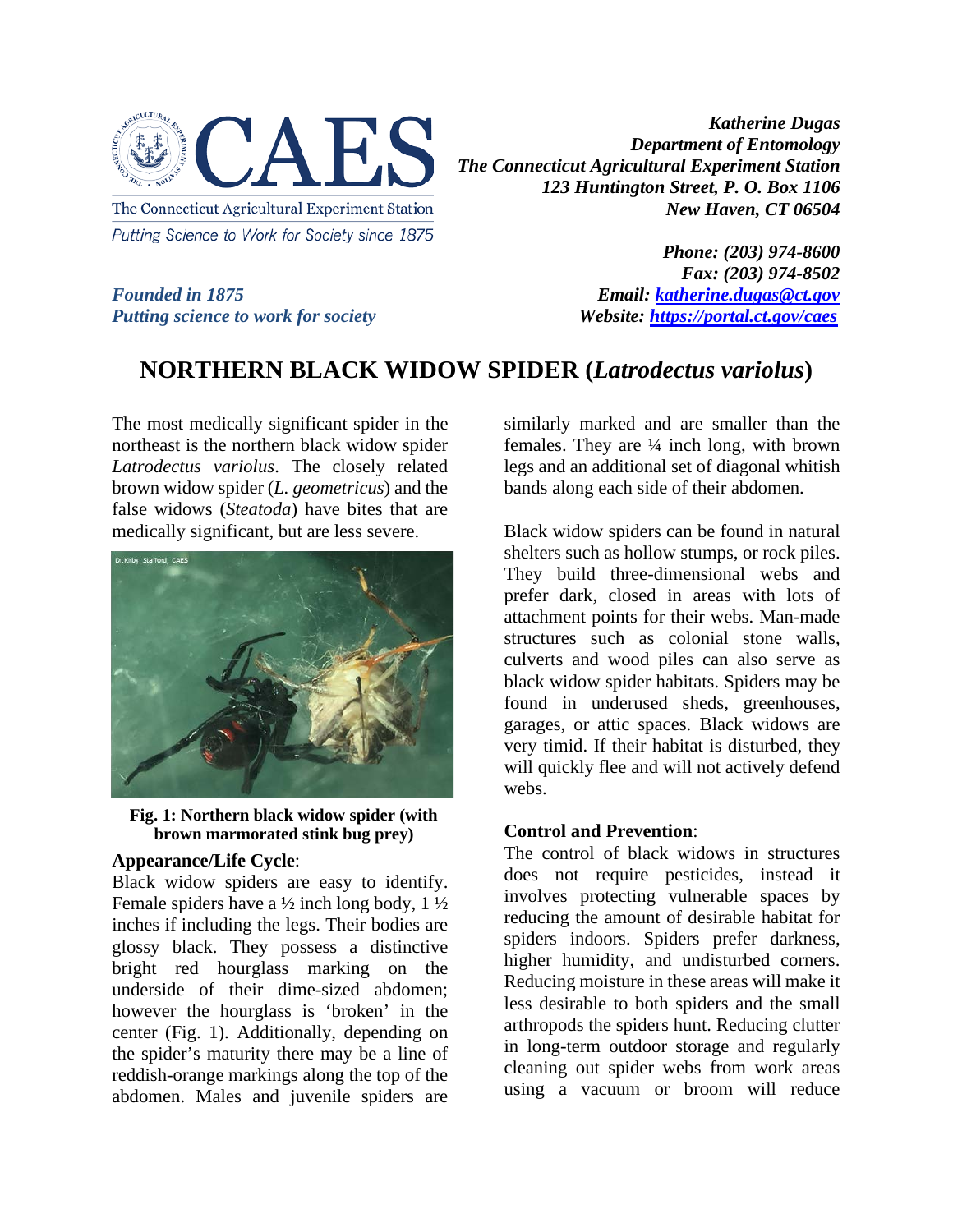The Connecticut Agricultural Experiment Station
*Putting Science to Work for Society since 1875*

***Founded in 1875***
***Putting science to work for society***

***Katherine Dugas***
***Department of Entomology***
***The Connecticut Agricultural Experiment Station***
***123 Huntington Street, P. O. Box 1106***
***New Haven, CT 06504***

***Phone: (203) 974-8600***
***Fax: (203) 974-8502***
***Email: [katherine.dugas@ct.gov](mailto:katherine.dugas@ct.gov)***
***Website: [https://portal.ct.gov/caes](https://portal.ct.gov/caes)***

# NORTHERN BLACK WIDOW SPIDER (*Latrodectus variolus*)

The most medically significant spider in the northeast is the northern black widow spider *Latrodectus variolus*. The closely related brown widow spider (*L. geometricus*) and the false widows (*Steatoda*) have bites that are medically significant, but are less severe.

**Fig. 1: Northern black widow spider (with brown marmorated stink bug prey)**

**Appearance/Life Cycle**:

Black widow spiders are easy to identify. Female spiders have a ½ inch long body, 1 ½ inches if including the legs. Their bodies are glossy black. They possess a distinctive bright red hourglass marking on the underside of their dime-sized abdomen; however the hourglass is 'broken' in the center (Fig. 1). Additionally, depending on the spider's maturity there may be a line of reddish-orange markings along the top of the abdomen. Males and juvenile spiders are similarly marked and are smaller than the females. They are ¼ inch long, with brown legs and an additional set of diagonal whitish bands along each side of their abdomen.

Black widow spiders can be found in natural shelters such as hollow stumps, or rock piles. They build three-dimensional webs and prefer dark, closed in areas with lots of attachment points for their webs. Man-made structures such as colonial stone walls, culverts and wood piles can also serve as black widow spider habitats. Spiders may be found in underused sheds, greenhouses, garages, or attic spaces. Black widows are very timid. If their habitat is disturbed, they will quickly flee and will not actively defend webs.

**Control and Prevention**:

The control of black widows in structures does not require pesticides, instead it involves protecting vulnerable spaces by reducing the amount of desirable habitat for spiders indoors. Spiders prefer darkness, higher humidity, and undisturbed corners. Reducing moisture in these areas will make it less desirable to both spiders and the small arthropods the spiders hunt. Reducing clutter in long-term outdoor storage and regularly cleaning out spider webs from work areas using a vacuum or broom will reduce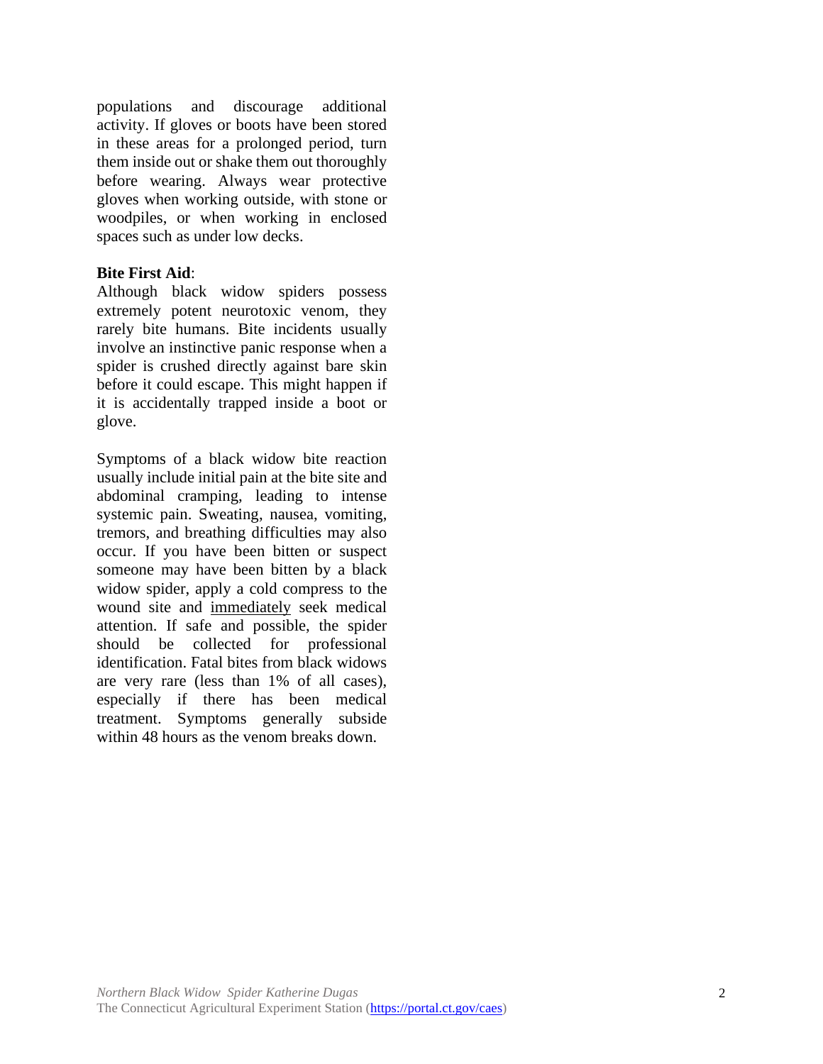populations and discourage additional activity. If gloves or boots have been stored in these areas for a prolonged period, turn them inside out or shake them out thoroughly before wearing. Always wear protective gloves when working outside, with stone or woodpiles, or when working in enclosed spaces such as under low decks.

**Bite First Aid**:
Although black widow spiders possess extremely potent neurotoxic venom, they rarely bite humans. Bite incidents usually involve an instinctive panic response when a spider is crushed directly against bare skin before it could escape. This might happen if it is accidentally trapped inside a boot or glove.

Symptoms of a black widow bite reaction usually include initial pain at the bite site and abdominal cramping, leading to intense systemic pain. Sweating, nausea, vomiting, tremors, and breathing difficulties may also occur. If you have been bitten or suspect someone may have been bitten by a black widow spider, apply a cold compress to the wound site and <u>immediately</u> seek medical attention. If safe and possible, the spider should be collected for professional identification. Fatal bites from black widows are very rare (less than 1% of all cases), especially if there has been medical treatment. Symptoms generally subside within 48 hours as the venom breaks down.